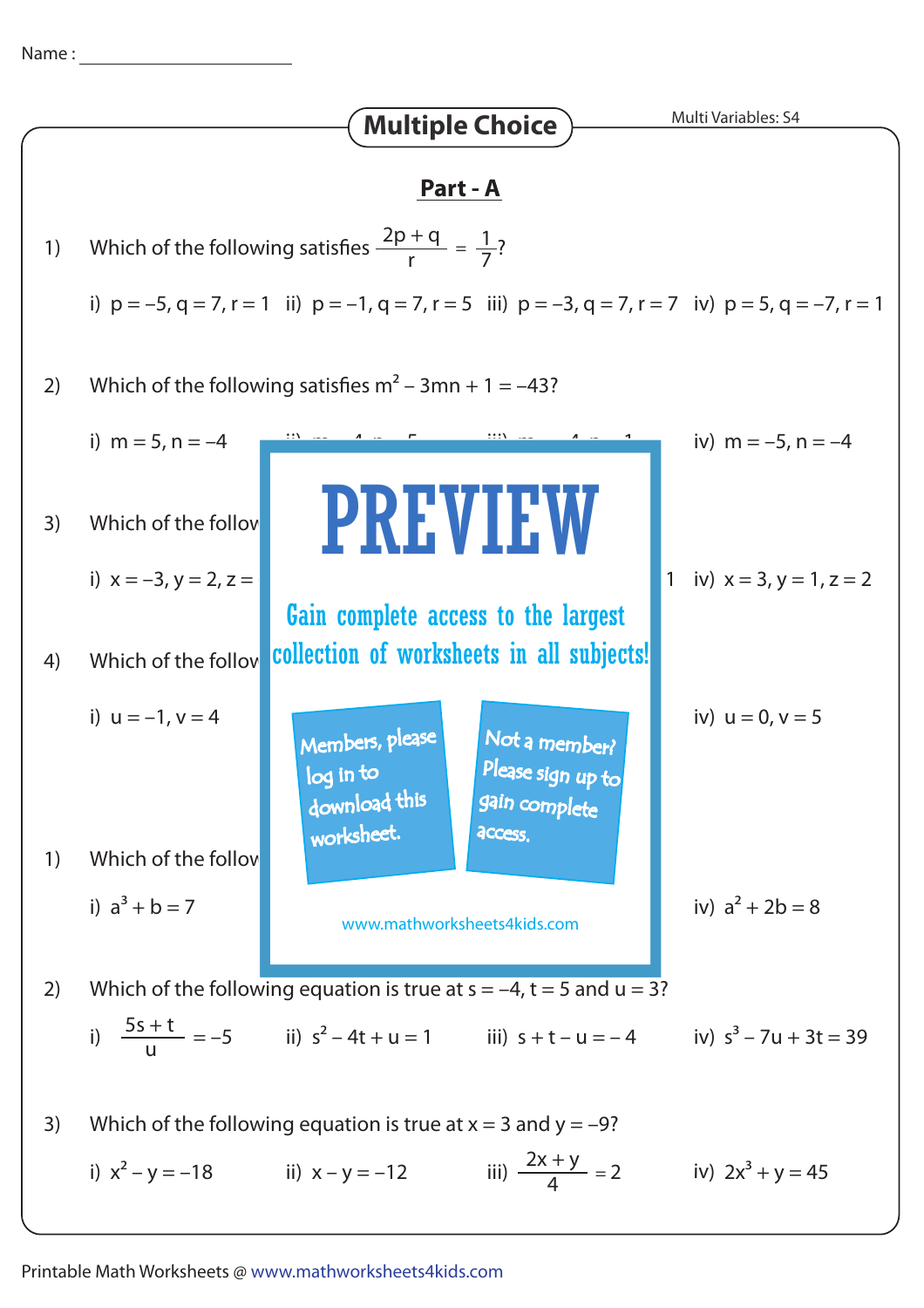Name : ____________________

# Multiple Choice

Multi Variables: S4

## Part - A

1) Which of the following satisfies $\frac{2p + q}{r} = \frac{1}{7}$?

i) $p = -5, q = 7, r = 1$  ii) $p = -1, q = 7, r = 5$  iii) $p = -3, q = 7, r = 7$  iv) $p = 5, q = -7, r = 1$

2) Which of the following satisfies $m^2 - 3mn + 1 = -43$?

i) $m = 5, n = -4$  iv) $m = -5, n = -4$

3) Which of the follov

i) $x = -3, y = 2, z =$  1  iv) $x = 3, y = 1, z = 2$

PREVIEW

Gain complete access to the largest collection of worksheets in all subjects!

Members, please log in to download this worksheet.

Not a member? Please sign up to gain complete access.

www.mathworksheets4kids.com

4) Which of the follov

i) $u = -1, v = 4$  iv) $u = 0, v = 5$

1) Which of the follov

i) $a^3 + b = 7$  iv) $a^2 + 2b = 8$

2) Which of the following equation is true at $s = -4, t = 5$ and $u = 3$?

i) $\frac{5s + t}{u} = -5$  ii) $s^2 - 4t + u = 1$  iii) $s + t - u = -4$  iv) $s^3 - 7u + 3t = 39$

3) Which of the following equation is true at $x = 3$ and $y = -9$?

i) $x^2 - y = -18$  ii) $x - y = -12$  iii) $\frac{2x + y}{4} = 2$  iv) $2x^3 + y = 45$

Printable Math Worksheets @ www.mathworksheets4kids.com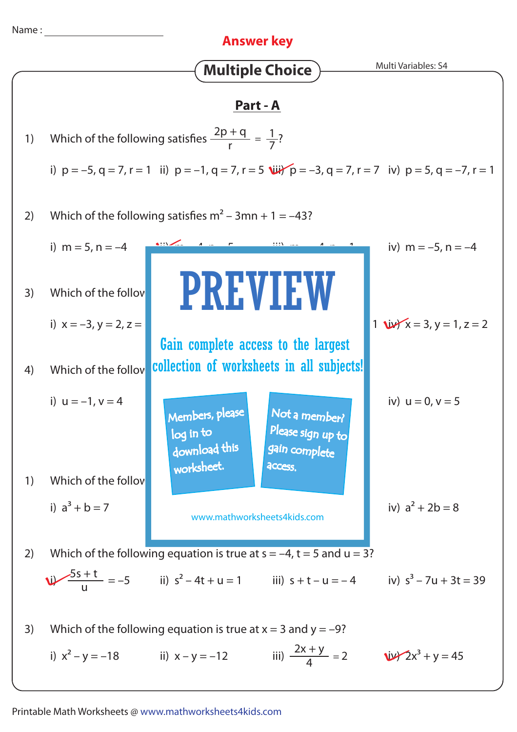Name :

**Answer key**

Multi Variables: S4

## Multiple Choice

### Part - A

1) Which of the following satisfies $\frac{2p+q}{r} = \frac{1}{7}$?

i) $p = -5, q = 7, r = 1$ ii) $p = -1, q = 7, r = 5$ iii) $p = -3, q = 7, r = 7$ ✓ iv) $p = 5, q = -7, r = 1$

2) Which of the following satisfies $m^2 - 3mn + 1 = -43$?

i) $m = 5, n = -4$ ii) ✓ iii) iv) $m = -5, n = -4$

3) Which of the follov

i) $x = -3, y = 2, z =$ iv) $x = 3, y = 1, z = 2$ ✓

4) Which of the follov

i) $u = -1, v = 4$ iv) $u = 0, v = 5$

PREVIEW

Gain complete access to the largest collection of worksheets in all subjects!

Members, please log in to download this worksheet.

Not a member? Please sign up to gain complete access.

www.mathworksheets4kids.com

1) Which of the follov

i) $a^3 + b = 7$ iv) $a^2 + 2b = 8$

2) Which of the following equation is true at $s = -4, t = 5$ and $u = 3$?

i) $\frac{5s+t}{u} = -5$ ✓ ii) $s^2 - 4t + u = 1$ iii) $s + t - u = -4$ iv) $s^3 - 7u + 3t = 39$

3) Which of the following equation is true at $x = 3$ and $y = -9$?

i) $x^2 - y = -18$ ii) $x - y = -12$ iii) $\frac{2x+y}{4} = 2$ iv) $2x^3 + y = 45$ ✓

Printable Math Worksheets @ www.mathworksheets4kids.com